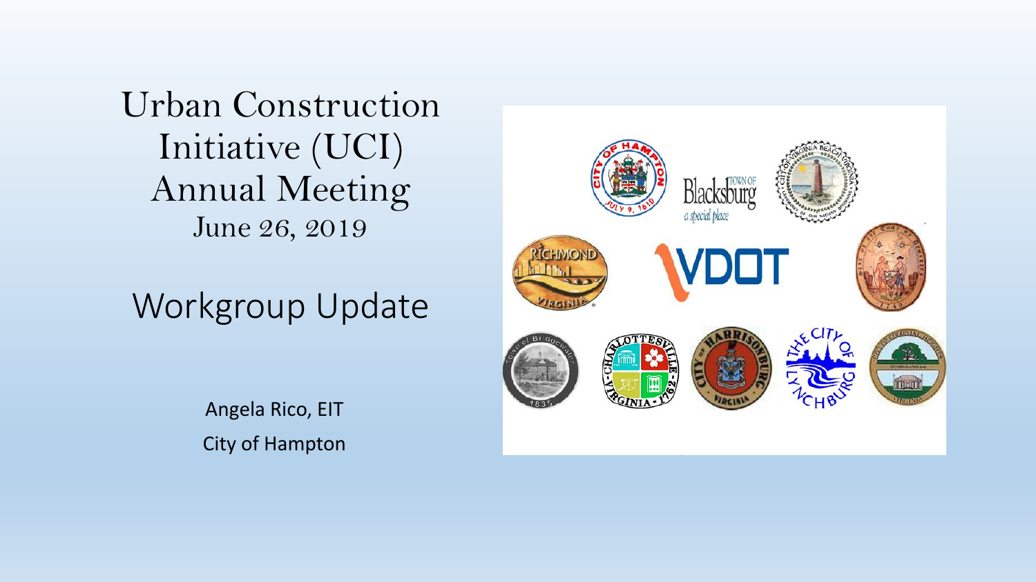# Urban Construction Initiative (UCI) Annual Meeting

June 26, 2019

## Workgroup Update

Angela Rico, EIT

City of Hampton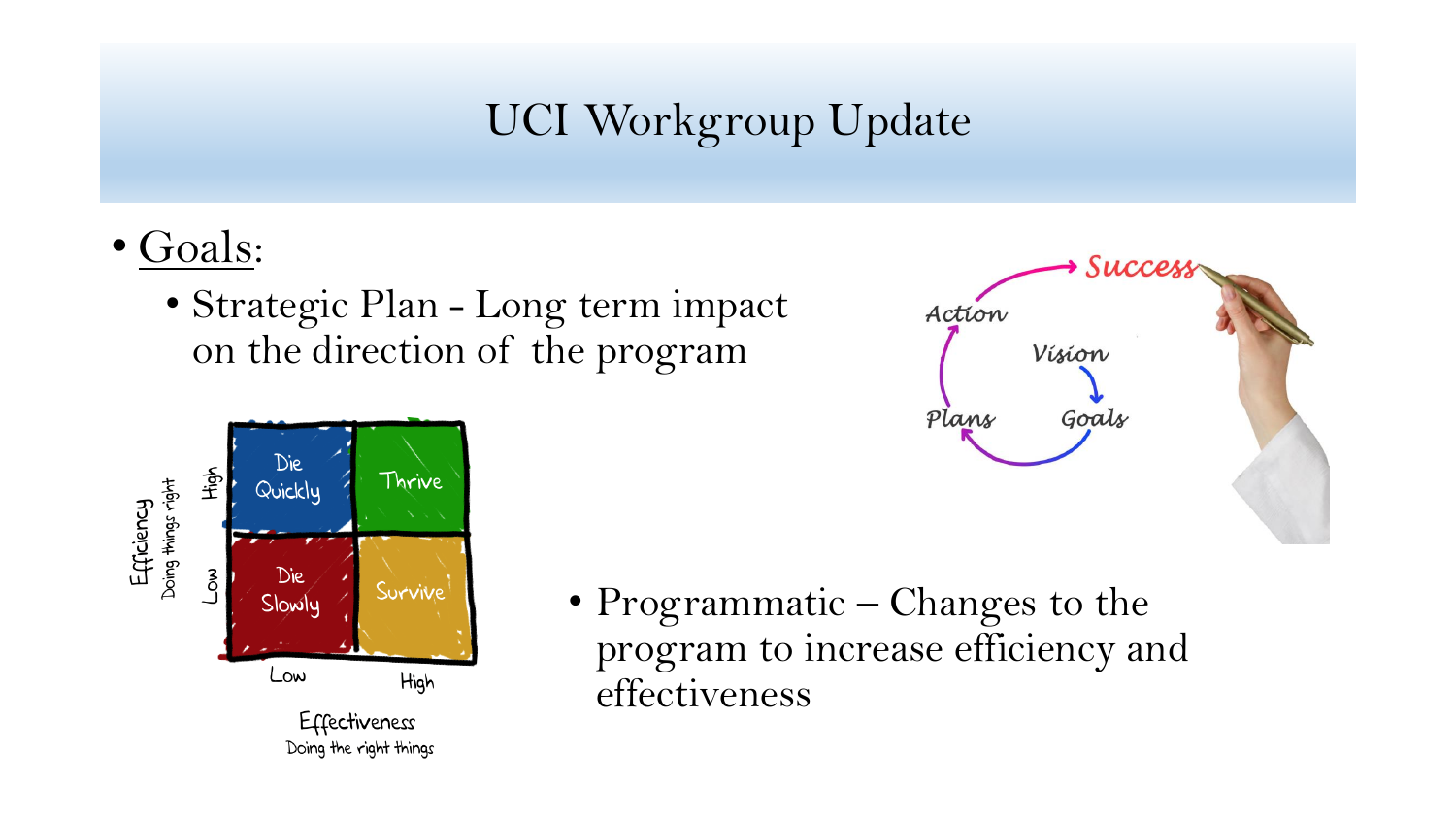# UCI Workgroup Update

- Goals:
  - Strategic Plan - Long term impact on the direction of the program
  - Programmatic – Changes to the program to increase efficiency and effectiveness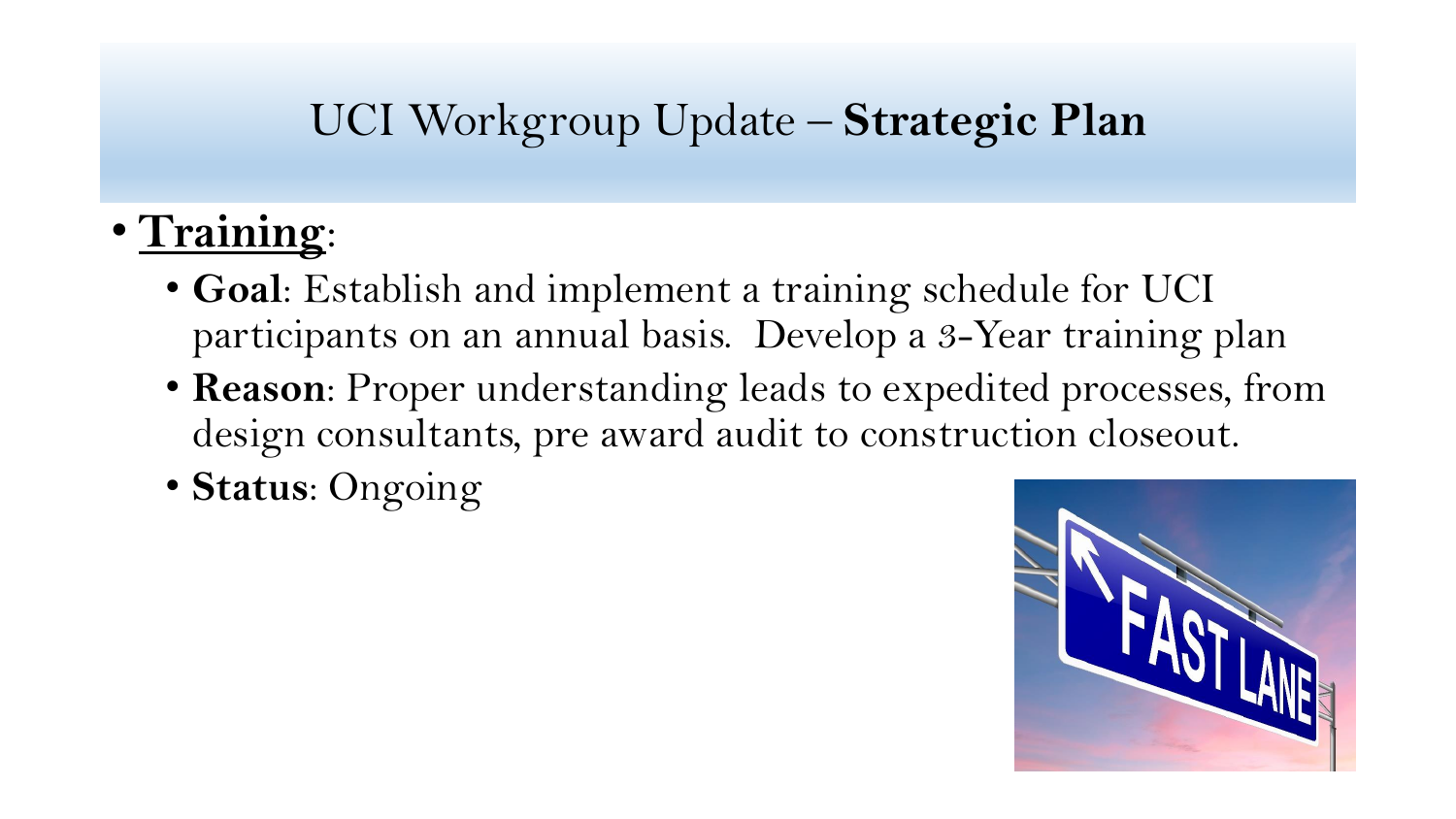# UCI Workgroup Update – **Strategic Plan**

- **<u>Training</u>**:
  - **Goal**: Establish and implement a training schedule for UCI participants on an annual basis. Develop a 3-Year training plan
  - **Reason**: Proper understanding leads to expedited processes, from design consultants, pre award audit to construction closeout.
  - **Status**: Ongoing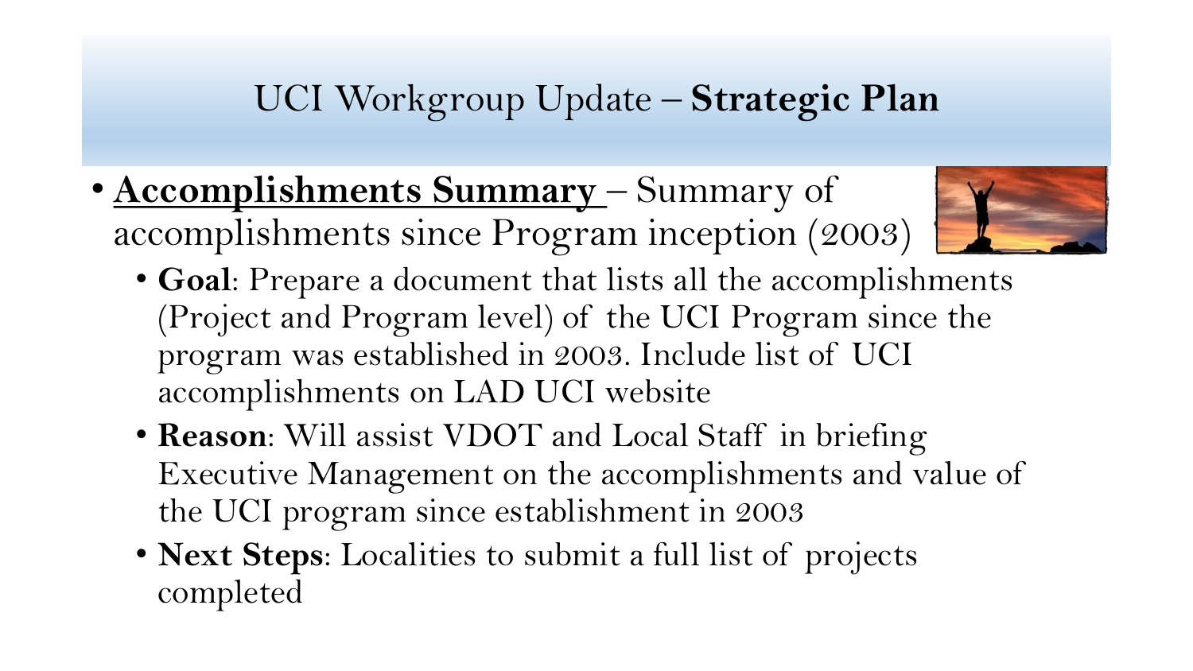# UCI Workgroup Update – **Strategic Plan**

- **Accomplishments Summary** – Summary of accomplishments since Program inception (2003)
  - **Goal**: Prepare a document that lists all the accomplishments (Project and Program level) of the UCI Program since the program was established in 2003. Include list of UCI accomplishments on LAD UCI website
  - **Reason**: Will assist VDOT and Local Staff in briefing Executive Management on the accomplishments and value of the UCI program since establishment in 2003
  - **Next Steps**: Localities to submit a full list of projects completed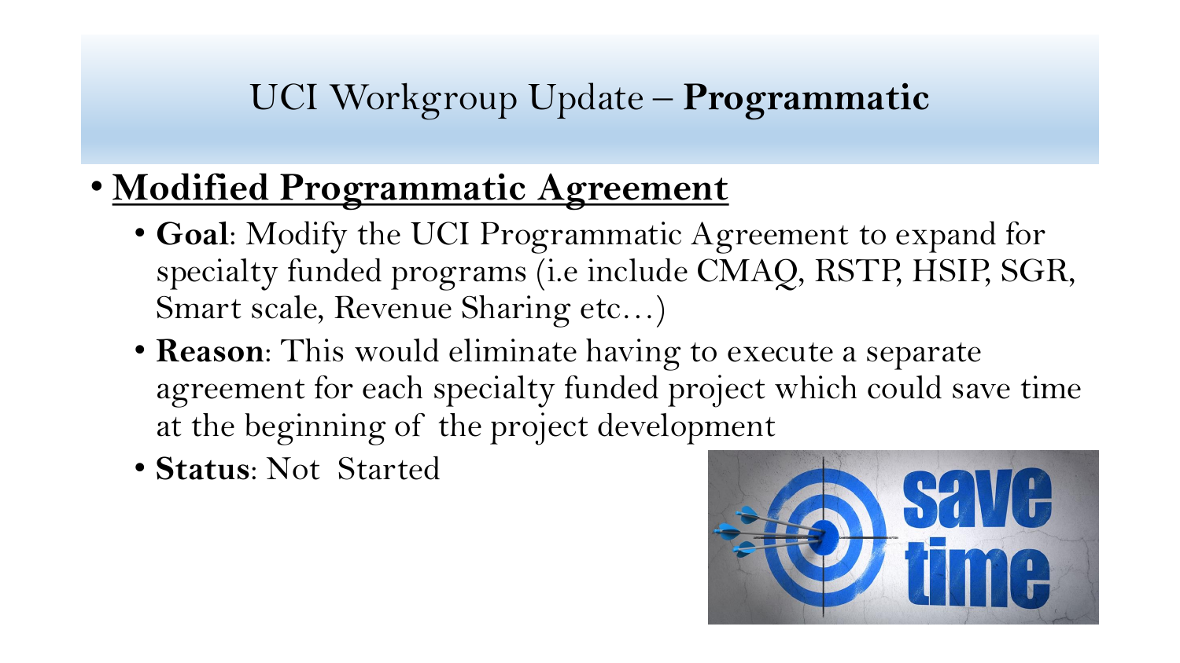# UCI Workgroup Update – **Programmatic**

- **Modified Programmatic Agreement**
  - **Goal**: Modify the UCI Programmatic Agreement to expand for specialty funded programs (i.e include CMAQ, RSTP, HSIP, SGR, Smart scale, Revenue Sharing etc…)
  - **Reason**: This would eliminate having to execute a separate agreement for each specialty funded project which could save time at the beginning of the project development
  - **Status**: Not Started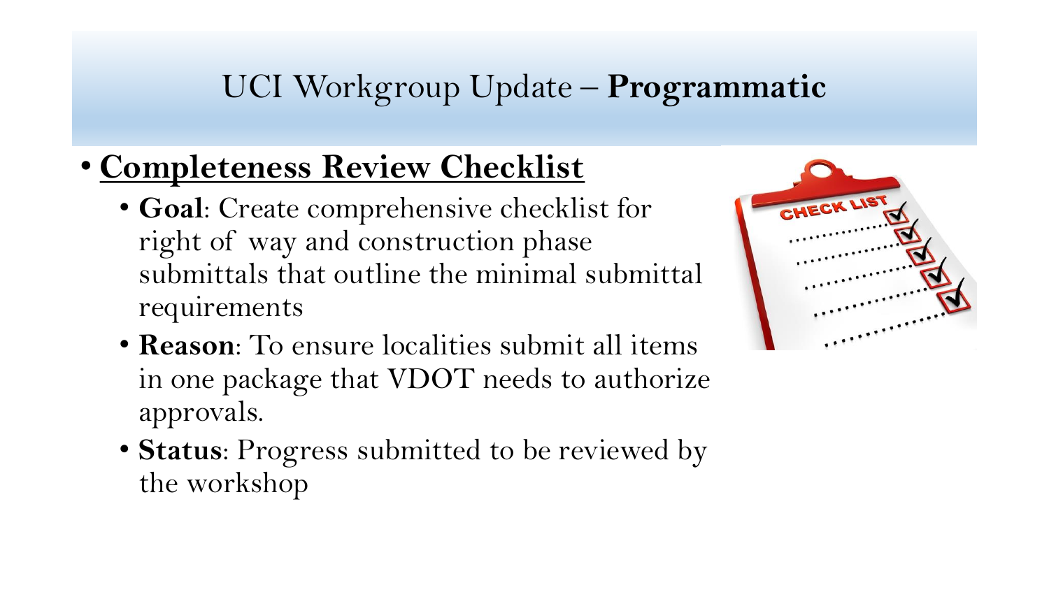# UCI Workgroup Update – **Programmatic**

- **Completeness Review Checklist**
  - **Goal**: Create comprehensive checklist for right of way and construction phase submittals that outline the minimal submittal requirements
  - **Reason**: To ensure localities submit all items in one package that VDOT needs to authorize approvals.
  - **Status**: Progress submitted to be reviewed by the workshop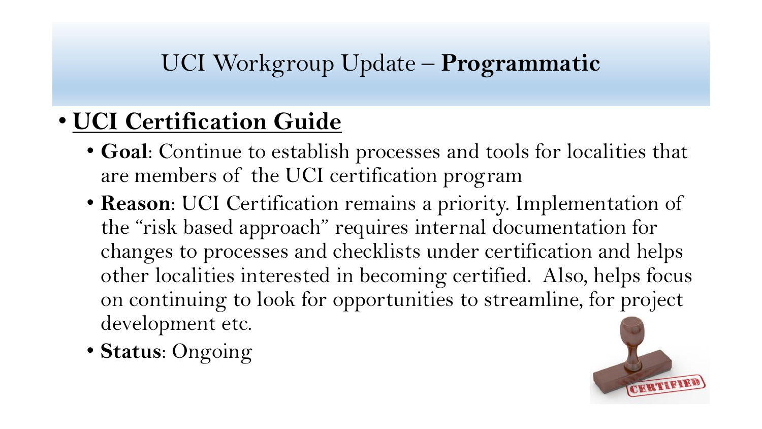# UCI Workgroup Update – **Programmatic**

- **UCI Certification Guide**
  - **Goal**: Continue to establish processes and tools for localities that are members of the UCI certification program
  - **Reason**: UCI Certification remains a priority. Implementation of the "risk based approach" requires internal documentation for changes to processes and checklists under certification and helps other localities interested in becoming certified. Also, helps focus on continuing to look for opportunities to streamline, for project development etc.
  - **Status**: Ongoing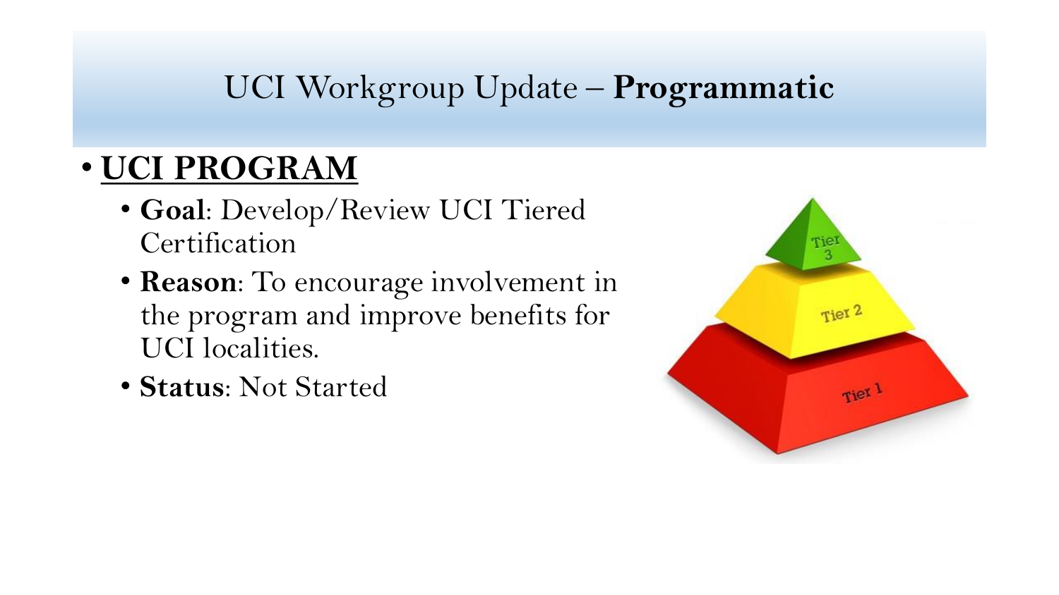# UCI Workgroup Update – **Programmatic**

- **<u>UCI PROGRAM</u>**
  - **Goal**: Develop/Review UCI Tiered Certification
  - **Reason**: To encourage involvement in the program and improve benefits for UCI localities.
  - **Status**: Not Started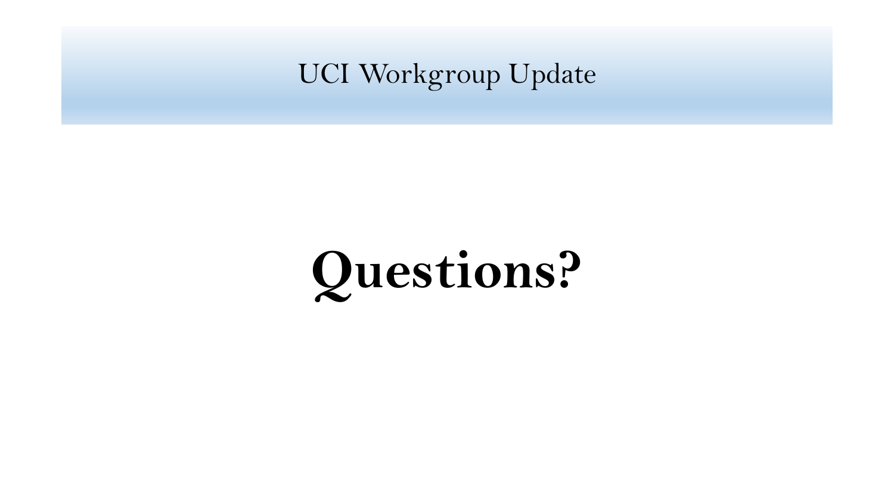# Questions?